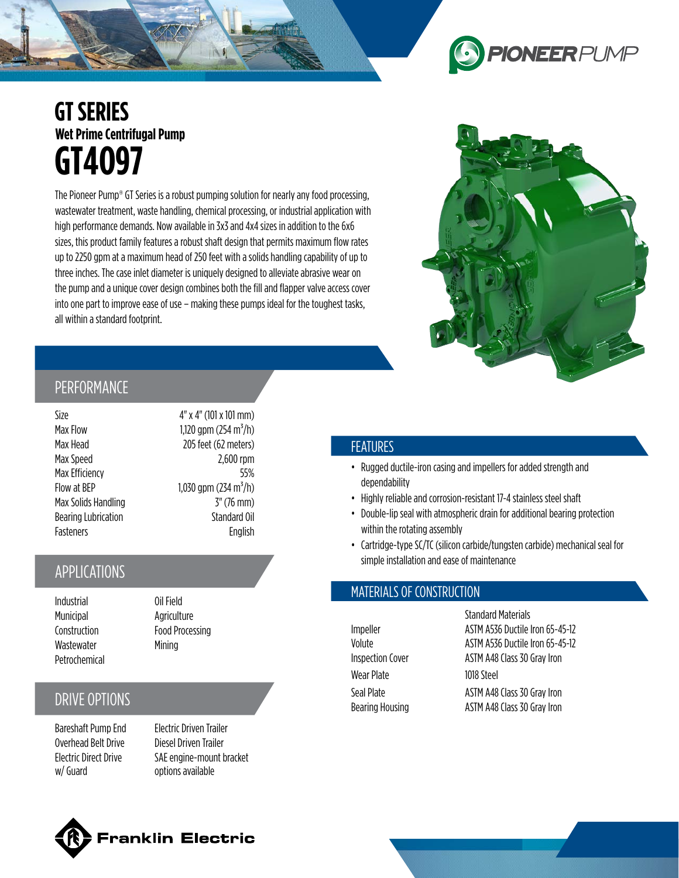# GT SERIES

## Wet Prime Centrifugal Pump

# GT4097

The Pioneer Pump® GT Series is a robust pumping solution for nearly any food processing, wastewater treatment, waste handling, chemical processing, or industrial application with high performance demands. Now available in 3x3 and 4x4 sizes in addition to the 6x6 sizes, this product family features a robust shaft design that permits maximum flow rates up to 2250 gpm at a maximum head of 250 feet with a solids handling capability of up to three inches. The case inlet diameter is uniquely designed to alleviate abrasive wear on the pump and a unique cover design combines both the fill and flapper valve access cover into one part to improve ease of use – making these pumps ideal for the toughest tasks, all within a standard footprint.

## PERFORMANCE

| | |
|---|---|
| Size | 4" x 4" (101 x 101 mm) |
| Max Flow | 1,120 gpm (254 m³/h) |
| Max Head | 205 feet (62 meters) |
| Max Speed | 2,600 rpm |
| Max Efficiency | 55% |
| Flow at BEP | 1,030 gpm (234 m³/h) |
| Max Solids Handling | 3" (76 mm) |
| Bearing Lubrication | Standard Oil |
| Fasteners | English |

## APPLICATIONS

- Industrial
- Municipal
- Construction
- Wastewater
- Petrochemical
- Oil Field
- Agriculture
- Food Processing
- Mining

## DRIVE OPTIONS

- Bareshaft Pump End
- Overhead Belt Drive
- Electric Direct Drive w/ Guard
- Electric Driven Trailer
- Diesel Driven Trailer
- SAE engine-mount bracket options available

## FEATURES

- Rugged ductile-iron casing and impellers for added strength and dependability
- Highly reliable and corrosion-resistant 17-4 stainless steel shaft
- Double-lip seal with atmospheric drain for additional bearing protection within the rotating assembly
- Cartridge-type SC/TC (silicon carbide/tungsten carbide) mechanical seal for simple installation and ease of maintenance

## MATERIALS OF CONSTRUCTION

| | Standard Materials |
|---|---|
| Impeller | ASTM A536 Ductile Iron 65-45-12 |
| Volute | ASTM A536 Ductile Iron 65-45-12 |
| Inspection Cover | ASTM A48 Class 30 Gray Iron |
| Wear Plate | 1018 Steel |
| Seal Plate | ASTM A48 Class 30 Gray Iron |
| Bearing Housing | ASTM A48 Class 30 Gray Iron |

Franklin Electric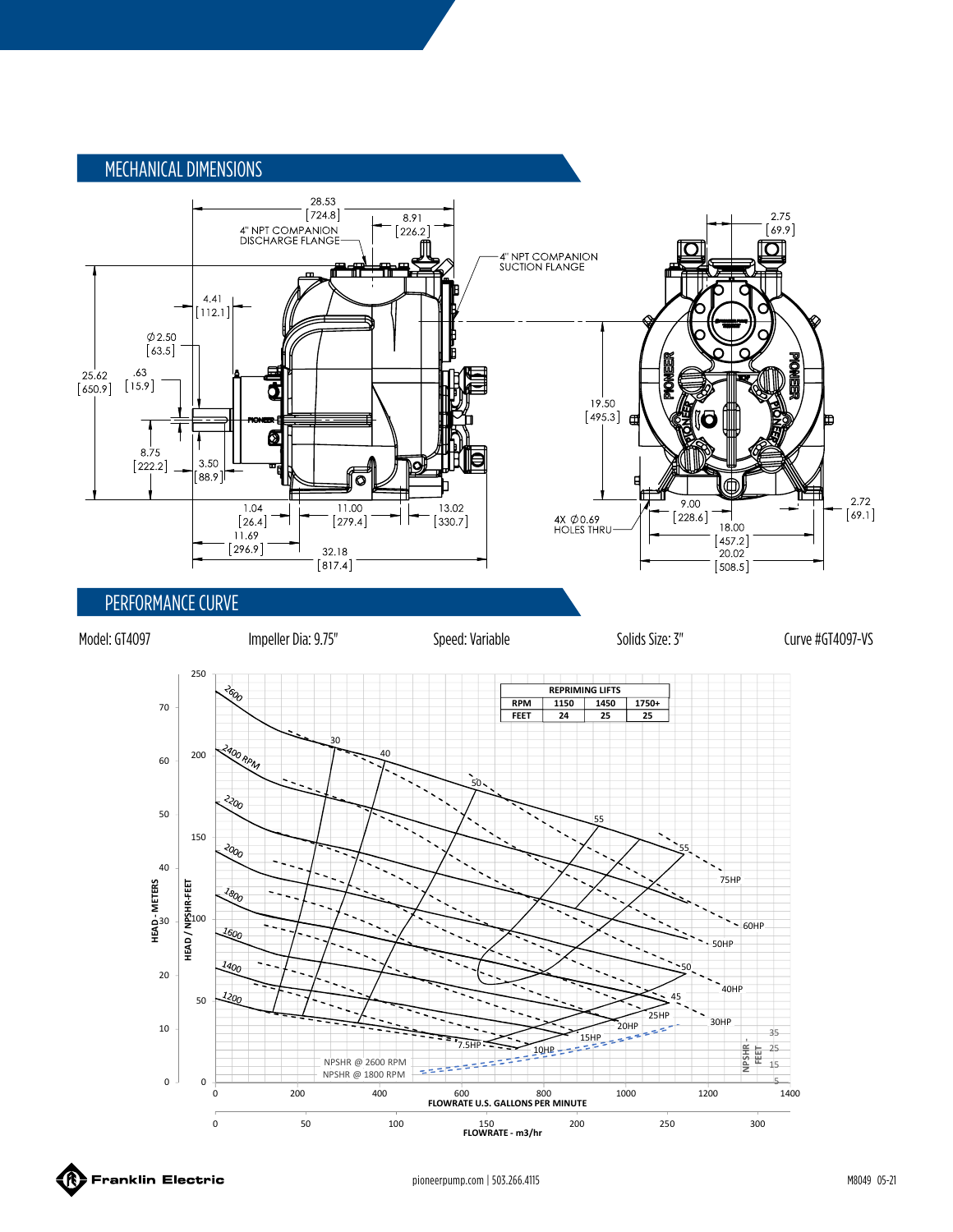## MECHANICAL DIMENSIONS

28.53
[724.8]

8.91
[226.2]

4" NPT COMPANION DISCHARGE FLANGE

4" NPT COMPANION SUCTION FLANGE

2.75
[69.9]

4.41
[112.1]

Ø2.50
[63.5]

25.62
[650.9]

.63
[15.9]

19.50
[495.3]

8.75
[222.2]

3.50
[88.9]

1.04
[26.4]

11.00
[279.4]

13.02
[330.7]

11.69
[296.9]

32.18
[817.4]

4X Ø0.69 HOLES THRU

9.00
[228.6]

2.72
[69.1]

18.00
[457.2]

20.02
[508.5]

## PERFORMANCE CURVE

Model: GT4097 | Impeller Dia: 9.75" | Speed: Variable | Solids Size: 3" | Curve #GT4097-VS

| REPRIMING LIFTS | | | |
|---|---|---|---|
| RPM | 1150 | 1450 | 1750+ |
| FEET | 24 | 25 | 25 |

2600
2400 RPM
2200
2000
1800
1600
1400
1200

30
40
50
55
55
50
45

75HP
60HP
50HP
40HP
30HP
25HP
20HP
15HP
10HP
7.5HP

NPSHR @ 2600 RPM
NPSHR @ 1800 RPM

NPSHR - FEET
35
25
15
5

HEAD - METERS
0
10
20
30
40
50
60
70

HEAD / NPSHR-FEET
0
50
100
150
200
250

FLOWRATE U.S. GALLONS PER MINUTE
0
200
400
600
800
1000
1200
1400

FLOWRATE - m3/hr
0
50
100
150
200
250
300

Franklin Electric

pioneerpump.com | 503.266.4115

M8049 05-21